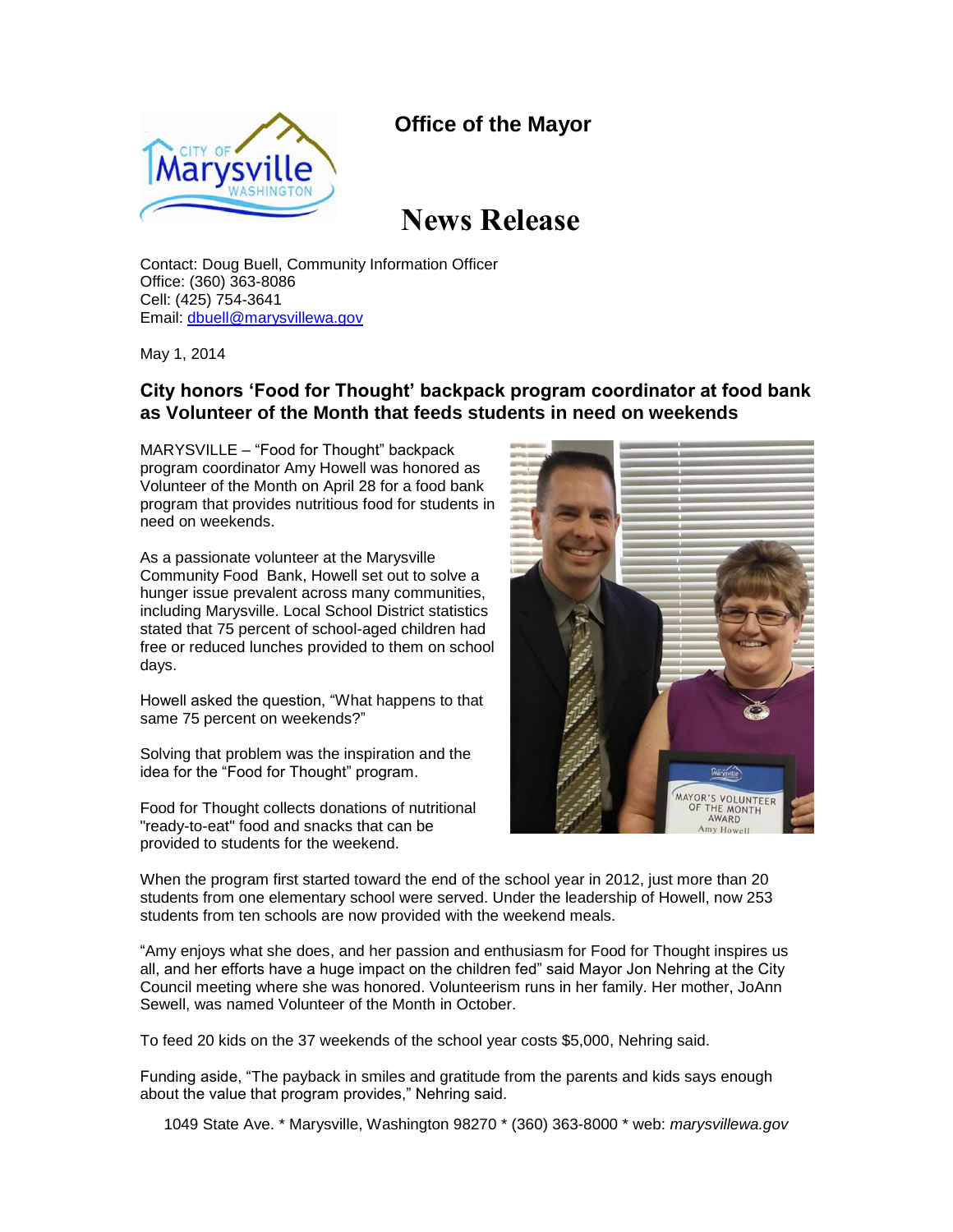# Office of the Mayor

# News Release

Contact: Doug Buell, Community Information Officer
Office: (360) 363-8086
Cell: (425) 754-3641
Email: dbuell@marysvillewa.gov

May 1, 2014

## City honors 'Food for Thought' backpack program coordinator at food bank as Volunteer of the Month that feeds students in need on weekends

MARYSVILLE – "Food for Thought" backpack program coordinator Amy Howell was honored as Volunteer of the Month on April 28 for a food bank program that provides nutritious food for students in need on weekends.

As a passionate volunteer at the Marysville Community Food Bank, Howell set out to solve a hunger issue prevalent across many communities, including Marysville. Local School District statistics stated that 75 percent of school-aged children had free or reduced lunches provided to them on school days.

Howell asked the question, "What happens to that same 75 percent on weekends?"

Solving that problem was the inspiration and the idea for the "Food for Thought" program.

Food for Thought collects donations of nutritional "ready-to-eat" food and snacks that can be provided to students for the weekend.

When the program first started toward the end of the school year in 2012, just more than 20 students from one elementary school were served. Under the leadership of Howell, now 253 students from ten schools are now provided with the weekend meals.

"Amy enjoys what she does, and her passion and enthusiasm for Food for Thought inspires us all, and her efforts have a huge impact on the children fed" said Mayor Jon Nehring at the City Council meeting where she was honored. Volunteerism runs in her family. Her mother, JoAnn Sewell, was named Volunteer of the Month in October.

To feed 20 kids on the 37 weekends of the school year costs $5,000, Nehring said.

Funding aside, "The payback in smiles and gratitude from the parents and kids says enough about the value that program provides," Nehring said.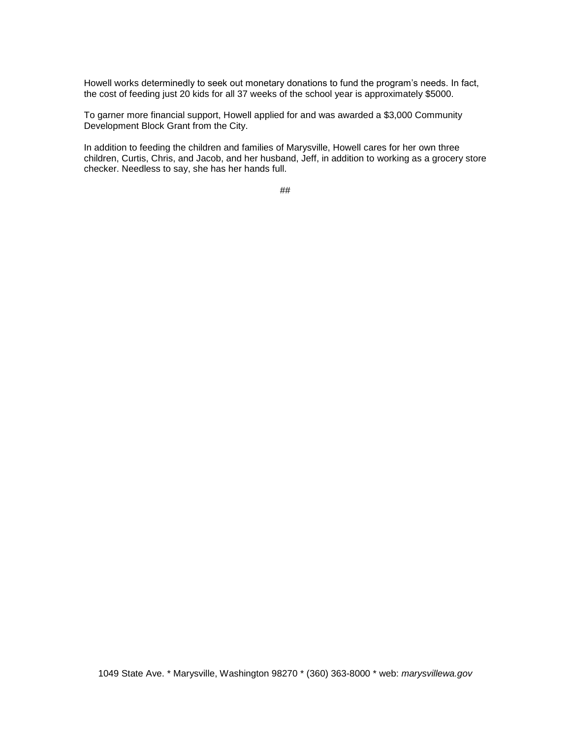Howell works determinedly to seek out monetary donations to fund the program's needs. In fact, the cost of feeding just 20 kids for all 37 weeks of the school year is approximately $5000.

To garner more financial support, Howell applied for and was awarded a $3,000 Community Development Block Grant from the City.

In addition to feeding the children and families of Marysville, Howell cares for her own three children, Curtis, Chris, and Jacob, and her husband, Jeff, in addition to working as a grocery store checker. Needless to say, she has her hands full.

##